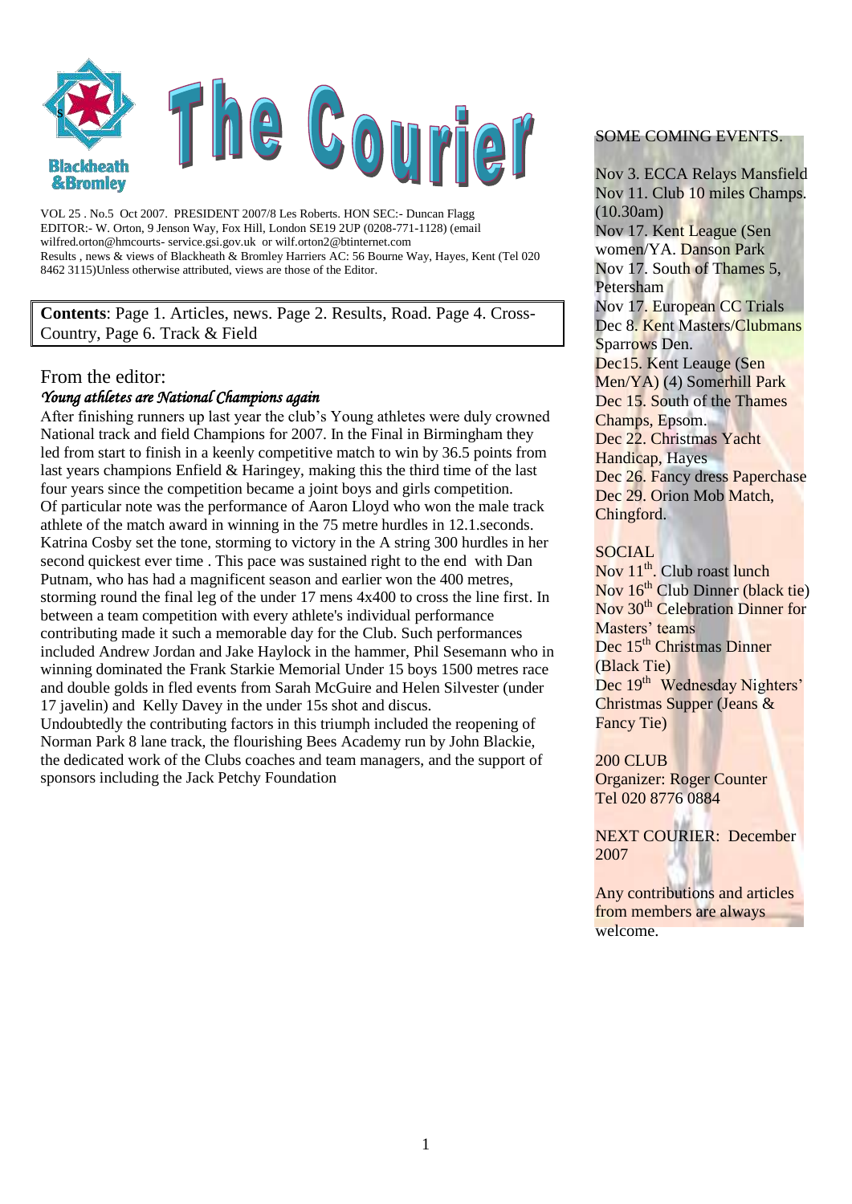# The Courier

Blackheath & Bromley

VOL 25 . No.5 Oct 2007. PRESIDENT 2007/8 Les Roberts. HON SEC:- Duncan Flagg
EDITOR:- W. Orton, 9 Jenson Way, Fox Hill, London SE19 2UP (0208-771-1128) (email wilfred.orton@hmcourts- service.gsi.gov.uk or wilf.orton2@btinternet.com
Results , news & views of Blackheath & Bromley Harriers AC: 56 Bourne Way, Hayes, Kent (Tel 020 8462 3115)Unless otherwise attributed, views are those of the Editor.

**Contents**: Page 1. Articles, news. Page 2. Results, Road. Page 4. Cross-Country, Page 6. Track & Field

## From the editor:

### *Young athletes are National Champions again*

After finishing runners up last year the club's Young athletes were duly crowned National track and field Champions for 2007. In the Final in Birmingham they led from start to finish in a keenly competitive match to win by 36.5 points from last years champions Enfield & Haringey, making this the third time of the last four years since the competition became a joint boys and girls competition.
Of particular note was the performance of Aaron Lloyd who won the male track athlete of the match award in winning in the 75 metre hurdles in 12.1.seconds. Katrina Cosby set the tone, storming to victory in the A string 300 hurdles in her second quickest ever time . This pace was sustained right to the end with Dan Putnam, who has had a magnificent season and earlier won the 400 metres, storming round the final leg of the under 17 mens 4x400 to cross the line first. In between a team competition with every athlete's individual performance contributing made it such a memorable day for the Club. Such performances included Andrew Jordan and Jake Haylock in the hammer, Phil Sesemann who in winning dominated the Frank Starkie Memorial Under 15 boys 1500 metres race and double golds in fled events from Sarah McGuire and Helen Silvester (under 17 javelin) and Kelly Davey in the under 15s shot and discus.
Undoubtedly the contributing factors in this triumph included the reopening of Norman Park 8 lane track, the flourishing Bees Academy run by John Blackie, the dedicated work of the Clubs coaches and team managers, and the support of sponsors including the Jack Petchy Foundation

SOME COMING EVENTS.

Nov 3. ECCA Relays Mansfield
Nov 11. Club 10 miles Champs. (10.30am)
Nov 17. Kent League (Sen women/YA. Danson Park
Nov 17. South of Thames 5, Petersham
Nov 17. European CC Trials
Dec 8. Kent Masters/Clubmans Sparrows Den.
Dec15. Kent Leauge (Sen Men/YA) (4) Somerhill Park
Dec 15. South of the Thames Champs, Epsom.
Dec 22. Christmas Yacht Handicap, Hayes
Dec 26. Fancy dress Paperchase
Dec 29. Orion Mob Match, Chingford.

SOCIAL

Nov 11th. Club roast lunch
Nov 16th Club Dinner (black tie)
Nov 30th Celebration Dinner for Masters' teams
Dec 15th Christmas Dinner (Black Tie)
Dec 19th Wednesday Nighters' Christmas Supper (Jeans & Fancy Tie)

200 CLUB
Organizer: Roger Counter
Tel 020 8776 0884

NEXT COURIER: December 2007

Any contributions and articles from members are always welcome.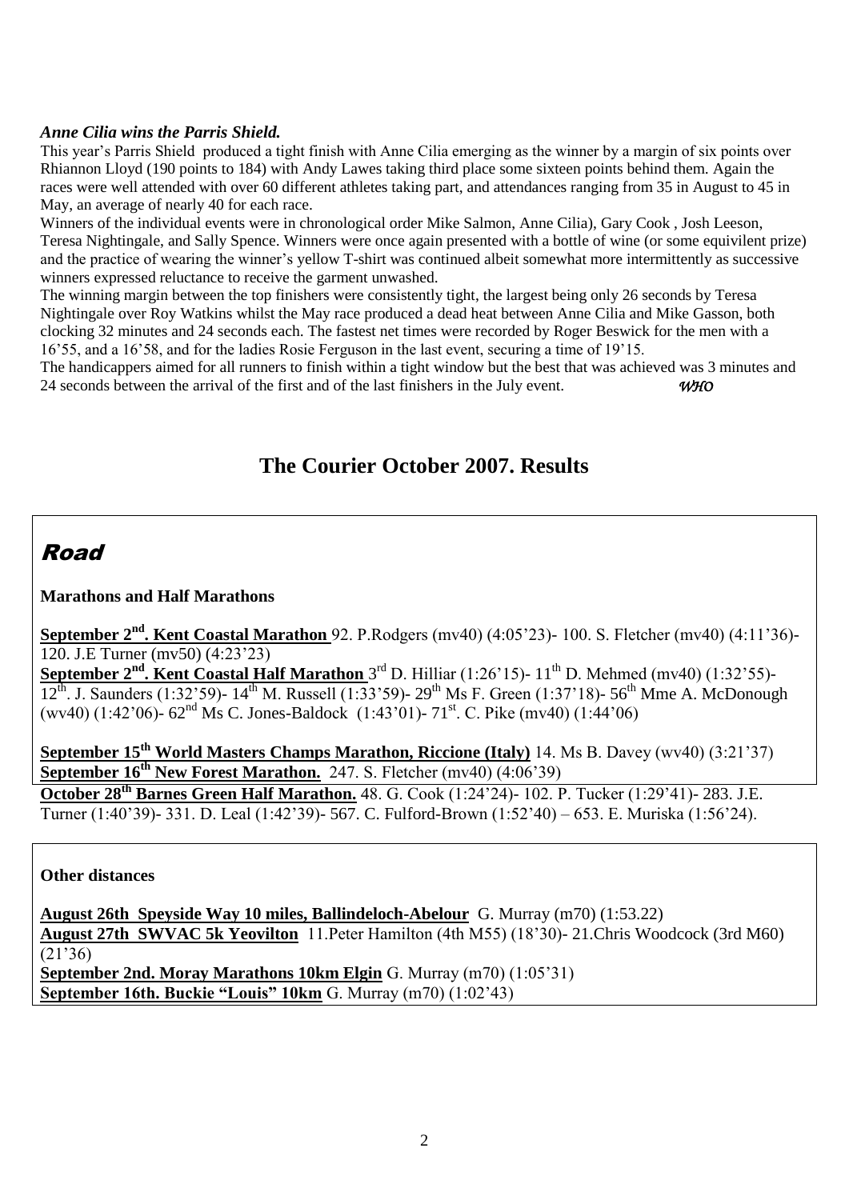***Anne Cilia wins the Parris Shield.***

This year's Parris Shield produced a tight finish with Anne Cilia emerging as the winner by a margin of six points over Rhiannon Lloyd (190 points to 184) with Andy Lawes taking third place some sixteen points behind them. Again the races were well attended with over 60 different athletes taking part, and attendances ranging from 35 in August to 45 in May, an average of nearly 40 for each race.

Winners of the individual events were in chronological order Mike Salmon, Anne Cilia), Gary Cook , Josh Leeson, Teresa Nightingale, and Sally Spence. Winners were once again presented with a bottle of wine (or some equivilent prize) and the practice of wearing the winner's yellow T-shirt was continued albeit somewhat more intermittently as successive winners expressed reluctance to receive the garment unwashed.

The winning margin between the top finishers were consistently tight, the largest being only 26 seconds by Teresa Nightingale over Roy Watkins whilst the May race produced a dead heat between Anne Cilia and Mike Gasson, both clocking 32 minutes and 24 seconds each. The fastest net times were recorded by Roger Beswick for the men with a 16'55, and a 16'58, and for the ladies Rosie Ferguson in the last event, securing a time of 19'15.

The handicappers aimed for all runners to finish within a tight window but the best that was achieved was 3 minutes and 24 seconds between the arrival of the first and of the last finishers in the July event. *WHO*

## The Courier October 2007. Results

## Road

### Marathons and Half Marathons

**September 2nd. Kent Coastal Marathon** 92. P.Rodgers (mv40) (4:05'23)- 100. S. Fletcher (mv40) (4:11'36)- 120. J.E Turner (mv50) (4:23'23)

**September 2nd. Kent Coastal Half Marathon** 3rd D. Hilliar (1:26'15)- 11th D. Mehmed (mv40) (1:32'55)- 12th. J. Saunders (1:32'59)- 14th M. Russell (1:33'59)- 29th Ms F. Green (1:37'18)- 56th Mme A. McDonough (wv40) (1:42'06)- 62nd Ms C. Jones-Baldock (1:43'01)- 71st. C. Pike (mv40) (1:44'06)

**September 15th World Masters Champs Marathon, Riccione (Italy)** 14. Ms B. Davey (wv40) (3:21'37)

**September 16th New Forest Marathon.** 247. S. Fletcher (mv40) (4:06'39)

**October 28th Barnes Green Half Marathon.** 48. G. Cook (1:24'24)- 102. P. Tucker (1:29'41)- 283. J.E. Turner (1:40'39)- 331. D. Leal (1:42'39)- 567. C. Fulford-Brown (1:52'40) – 653. E. Muriska (1:56'24).

### Other distances

**August 26th Speyside Way 10 miles, Ballindeloch-Abelour** G. Murray (m70) (1:53.22)

**August 27th SWVAC 5k Yeovilton** 11.Peter Hamilton (4th M55) (18'30)- 21.Chris Woodcock (3rd M60) (21'36)

**September 2nd. Moray Marathons 10km Elgin** G. Murray (m70) (1:05'31)

**September 16th. Buckie "Louis" 10km** G. Murray (m70) (1:02'43)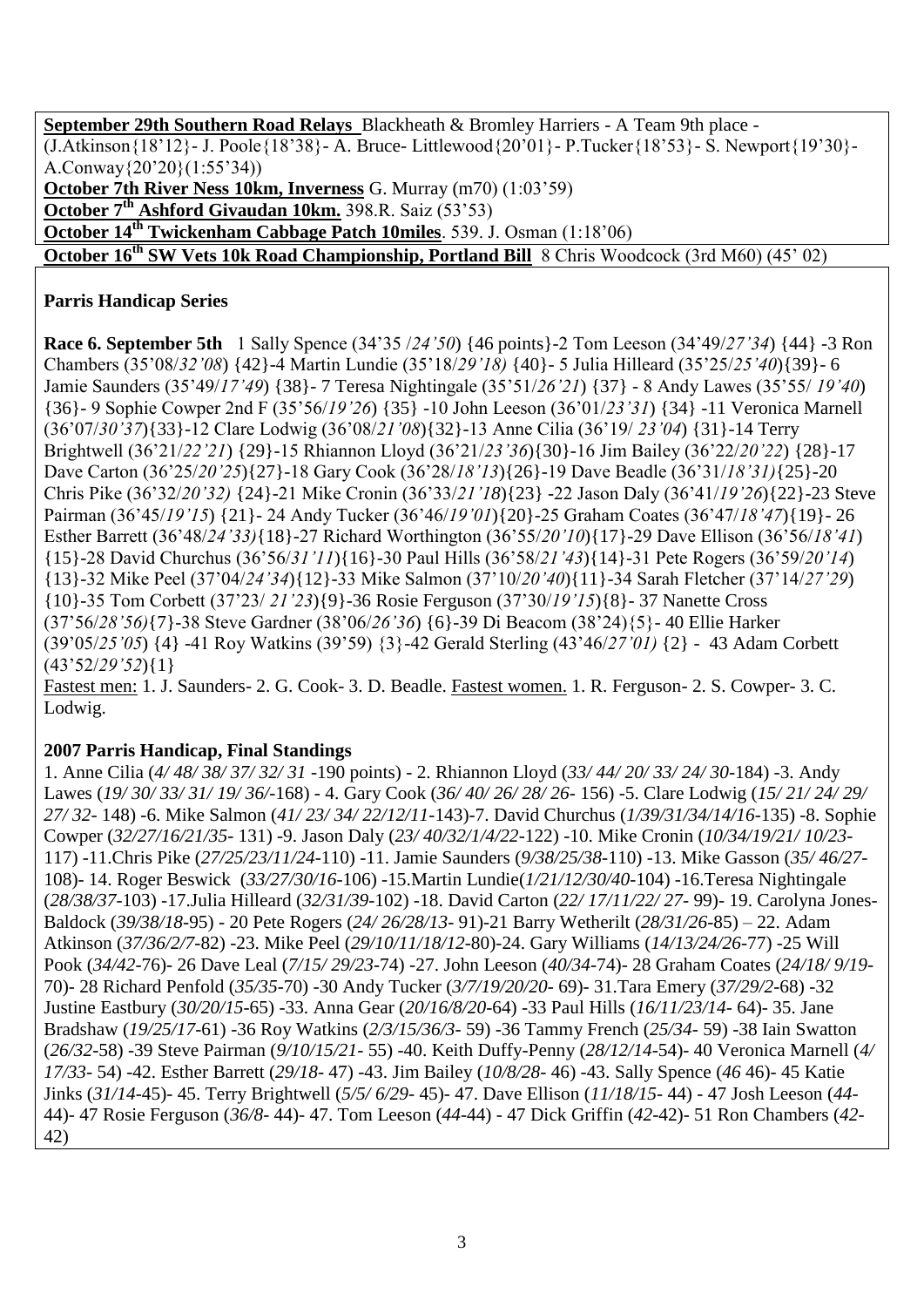**September 29th Southern Road Relays** Blackheath & Bromley Harriers - A Team 9th place - (J.Atkinson{18'12}- J. Poole{18'38}- A. Bruce- Littlewood{20'01}- P.Tucker{18'53}- S. Newport{19'30}- A.Conway{20'20}(1:55'34))

**October 7th River Ness 10km, Inverness** G. Murray (m70) (1:03'59)

**October 7th Ashford Givaudan 10km.** 398.R. Saiz (53'53)

**October 14th Twickenham Cabbage Patch 10miles**. 539. J. Osman (1:18'06)

**October 16th SW Vets 10k Road Championship, Portland Bill** 8 Chris Woodcock (3rd M60) (45' 02)

**Parris Handicap Series**

**Race 6. September 5th** 1 Sally Spence (34'35 /*24'50*) {46 points}-2 Tom Leeson (34'49/*27'34*) {44} -3 Ron Chambers (35'08/*32'08*) {42}-4 Martin Lundie (35'18/*29'18)* {40}- 5 Julia Hilleard (35'25/*25'40*){39}- 6 Jamie Saunders (35'49/*17'49*) {38}- 7 Teresa Nightingale (35'51/*26'21*) {37} - 8 Andy Lawes (35'55/ *19'40*) {36}- 9 Sophie Cowper 2nd F (35'56/*19'26*) {35} -10 John Leeson (36'01/*23'31*) {34} -11 Veronica Marnell (36'07/*30'37*){33}-12 Clare Lodwig (36'08/*21'08*){32}-13 Anne Cilia (36'19/ *23'04*) {31}-14 Terry Brightwell (36'21/*22'21*) {29}-15 Rhiannon Lloyd (36'21/*23'36*){30}-16 Jim Bailey (36'22/*20'22*) {28}-17 Dave Carton (36'25/*20'25*){27}-18 Gary Cook (36'28/*18'13*){26}-19 Dave Beadle (36'31/*18'31)*{25}-20 Chris Pike (36'32/*20'32)* {24}-21 Mike Cronin (36'33/*21'18*){23} -22 Jason Daly (36'41/*19'26*){22}-23 Steve Pairman (36'45/*19'15*) {21}- 24 Andy Tucker (36'46/*19'01*){20}-25 Graham Coates (36'47/*18'47*){19}- 26 Esther Barrett (36'48/*24'33)*{18}-27 Richard Worthington (36'55/*20'10*){17}-29 Dave Ellison (36'56/*18'41*) {15}-28 David Churchus (36'56/*31'11*){16}-30 Paul Hills (36'58/*21'43*){14}-31 Pete Rogers (36'59/*20'14*) {13}-32 Mike Peel (37'04/*24'34*){12}-33 Mike Salmon (37'10/*20'40*){11}-34 Sarah Fletcher (37'14/*27'29*) {10}-35 Tom Corbett (37'23/ *21'23*){9}-36 Rosie Ferguson (37'30/*19'15*){8}- 37 Nanette Cross (37'56/*28'56)*{7}-38 Steve Gardner (38'06/*26'36*) {6}-39 Di Beacom (38'24){5}- 40 Ellie Harker (39'05/*25'05*) {4} -41 Roy Watkins (39'59) {3}-42 Gerald Sterling (43'46/*27'01)* {2} - 43 Adam Corbett (43'52/*29'52*){1}

Fastest men: 1. J. Saunders- 2. G. Cook- 3. D. Beadle. Fastest women. 1. R. Ferguson- 2. S. Cowper- 3. C. Lodwig.

**2007 Parris Handicap, Final Standings**

1. Anne Cilia (*4/ 48/ 38/ 37/ 32/ 31* -190 points) - 2. Rhiannon Lloyd (*33/ 44/ 20/ 33/ 24/ 30*-184) -3. Andy Lawes (*19/ 30/ 33/ 31/ 19/ 36/*-168) - 4. Gary Cook (*36/ 40/ 26/ 28/ 26*- 156) -5. Clare Lodwig (*15/ 21/ 24/ 29/ 27/ 32*- 148) -6. Mike Salmon (*41/ 23/ 34/ 22/12/11*-143)-7. David Churchus (*1/39/31/34/14/16*-135) -8. Sophie Cowper (*32/27/16/21/35*- 131) -9. Jason Daly (*23/ 40/32/1/4/22*-122) -10. Mike Cronin (*10/34/19/21/ 10/23*- 117) -11.Chris Pike (*27/25/23/11/24*-110) -11. Jamie Saunders (*9/38/25/38*-110) -13. Mike Gasson (*35/ 46/27*- 108)- 14. Roger Beswick (*33/27/30/16*-106) -15.Martin Lundie(*1/21/12/30/40*-104) -16.Teresa Nightingale (*28/38/37*-103) -17.Julia Hilleard (*32/31/39*-102) -18. David Carton (*22/ 17/11/22/ 27*- 99)- 19. Carolyna Jones-Baldock (*39/38/18*-95) - 20 Pete Rogers (*24/ 26/28/13*- 91)-21 Barry Wetherilt (*28/31/26*-85) – 22. Adam Atkinson (*37/36/2/7*-82) -23. Mike Peel (*29/10/11/18/12*-80)-24. Gary Williams (*14/13/24/26*-77) -25 Will Pook (*34/42*-76)- 26 Dave Leal (*7/15/ 29/23*-74) -27. John Leeson (*40/34*-74)- 28 Graham Coates (*24/18/ 9/19*-70)- 28 Richard Penfold (*35/35*-70) -30 Andy Tucker (*3/7/19/20/20*- 69)- 31.Tara Emery (*37/29/2*-68) -32 Justine Eastbury (*30/20/15*-65) -33. Anna Gear (*20/16/8/20*-64) -33 Paul Hills (*16/11/23/14*- 64)- 35. Jane Bradshaw (*19/25/17*-61) -36 Roy Watkins (*2/3/15/36/3*- 59) -36 Tammy French (*25/34*- 59) -38 Iain Swatton (*26/32*-58) -39 Steve Pairman (*9/10/15/21*- 55) -40. Keith Duffy-Penny (*28/12/14*-54)- 40 Veronica Marnell (*4/ 17/33*- 54) -42. Esther Barrett (*29/18*- 47) -43. Jim Bailey (*10/8/28*- 46) -43. Sally Spence (*46* 46)- 45 Katie Jinks (*31/14*-45)- 45. Terry Brightwell (*5/5/ 6/29*- 45)- 47. Dave Ellison (*11/18/15*- 44) - 47 Josh Leeson (*44*-44)- 47 Rosie Ferguson (*36/8*- 44)- 47. Tom Leeson (*44*-44) - 47 Dick Griffin (*42*-42)- 51 Ron Chambers (*42*-42)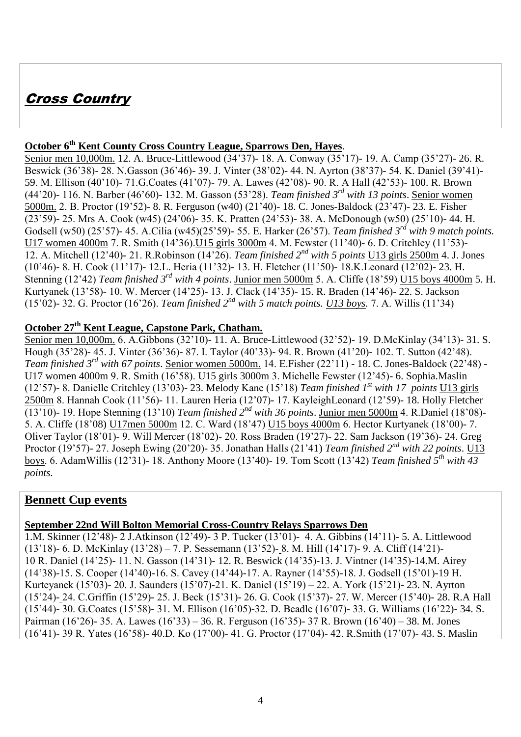# *Cross Country*

### **October 6th Kent County Cross Country League, Sparrows Den, Hayes**.

Senior men 10,000m. 12. A. Bruce-Littlewood (34'37)- 18. A. Conway (35'17)- 19. A. Camp (35'27)- 26. R. Beswick (36'38)- 28. N.Gasson (36'46)- 39. J. Vinter (38'02)- 44. N. Ayrton (38'37)- 54. K. Daniel (39'41)- 59. M. Ellison (40'10)- 71.G.Coates (41'07)- 79. A. Lawes (42'08)- 90. R. A Hall (42'53)- 100. R. Brown (44'20)- 116. N. Barber (46'60)- 132. M. Gasson (53'28). *Team finished 3rd with 13 points*. Senior women 5000m. 2. B. Proctor (19'52)- 8. R. Ferguson (w40) (21'40)- 18. C. Jones-Baldock (23'47)- 23. E. Fisher (23'59)- 25. Mrs A. Cook (w45) (24'06)- 35. K. Pratten (24'53)- 38. A. McDonough (w50) (25'10)- 44. H. Godsell (w50) (25'57)- 45. A.Cilia (w45)(25'59)- 55. E. Harker (26'57). *Team finished 3rd with 9 match points.* U17 women 4000m 7. R. Smith (14'36).U15 girls 3000m 4. M. Fewster (11'40)- 6. D. Critchley (11'53)- 12. A. Mitchell (12'40)- 21. R.Robinson (14'26). *Team finished 2nd with 5 points* U13 girls 2500m 4. J. Jones (10'46)- 8. H. Cook (11'17)- 12.L. Heria (11'32)- 13. H. Fletcher (11'50)- 18.K.Leonard (12'02)- 23. H. Stenning (12'42) *Team finished 3rd with 4 points*. Junior men 5000m 5. A. Cliffe (18'59) U15 boys 4000m 5. H. Kurtyanek (13'58)- 10. W. Mercer (14'25)- 13. J. Clack (14'35)- 15. R. Braden (14'46)- 22. S. Jackson (15'02)- 32. G. Proctor (16'26). *Team finished 2nd with 5 match points. U13 boys.* 7. A. Willis (11'34)

### **October 27th Kent League, Capstone Park, Chatham.**

Senior men 10,000m. 6. A.Gibbons (32'10)- 11. A. Bruce-Littlewood (32'52)- 19. D.McKinlay (34'13)- 31. S. Hough (35'28)- 45. J. Vinter (36'36)- 87. I. Taylor (40'33)- 94. R. Brown (41'20)- 102. T. Sutton (42'48). *Team finished 3rd with 67 points*. Senior women 5000m. 14. E.Fisher (22'11) - 18. C. Jones-Baldock (22'48) - U17 women 4000m 9. R. Smith (16'58). U15 girls 3000m 3. Michelle Fewster (12'45)- 6. Sophia.Maslin (12'57)- 8. Danielle Critchley (13'03)- 23. Melody Kane (15'18) *Team finished 1st with 17 points* U13 girls 2500m 8. Hannah Cook (11'56)- 11. Lauren Heria (12'07)- 17. KayleighLeonard (12'59)- 18. Holly Fletcher (13'10)- 19. Hope Stenning (13'10) *Team finished 2nd with 36 points*. Junior men 5000m 4. R.Daniel (18'08)- 5. A. Cliffe (18'08) U17men 5000m 12. C. Ward (18'47) U15 boys 4000m 6. Hector Kurtyanek (18'00)- 7. Oliver Taylor (18'01)- 9. Will Mercer (18'02)- 20. Ross Braden (19'27)- 22. Sam Jackson (19'36)- 24. Greg Proctor (19'57)- 27. Joseph Ewing (20'20)- 35. Jonathan Halls (21'41) *Team finished 2nd with 22 points*. U13 boys. 6. AdamWillis (12'31)- 18. Anthony Moore (13'40)- 19. Tom Scott (13'42) *Team finished 5th with 43 points.*

## **Bennett Cup events**

### **September 22nd Will Bolton Memorial Cross-Country Relays Sparrows Den**

1.M. Skinner (12'48)- 2 J.Atkinson (12'49)- 3 P. Tucker (13'01)- 4. A. Gibbins (14'11)- 5. A. Littlewood (13'18)- 6. D. McKinlay (13'28) – 7. P. Sessemann (13'52)- 8. M. Hill (14'17)- 9. A. Cliff (14'21)- 10 R. Daniel (14'25)- 11. N. Gasson (14'31)- 12. R. Beswick (14'35)-13. J. Vintner (14'35)-14.M. Airey (14'38)-15. S. Cooper (14'40)-16. S. Cavey (14'44)-17. A. Rayner (14'55)-18. J. Godsell (15'01)-19 H. Kurteyanek (15'03)- 20. J. Saunders (15'07)-21. K. Daniel (15'19) – 22. A. York (15'21)- 23. N. Ayrton (15'24)- 24. C.Griffin (15'29)- 25. J. Beck (15'31)- 26. G. Cook (15'37)- 27. W. Mercer (15'40)- 28. R.A Hall (15'44)- 30. G.Coates (15'58)- 31. M. Ellison (16'05)-32. D. Beadle (16'07)- 33. G. Williams (16'22)- 34. S. Pairman (16'26)- 35. A. Lawes (16'33) – 36. R. Ferguson (16'35)- 37 R. Brown (16'40) – 38. M. Jones (16'41)- 39 R. Yates (16'58)- 40.D. Ko (17'00)- 41. G. Proctor (17'04)- 42. R.Smith (17'07)- 43. S. Maslin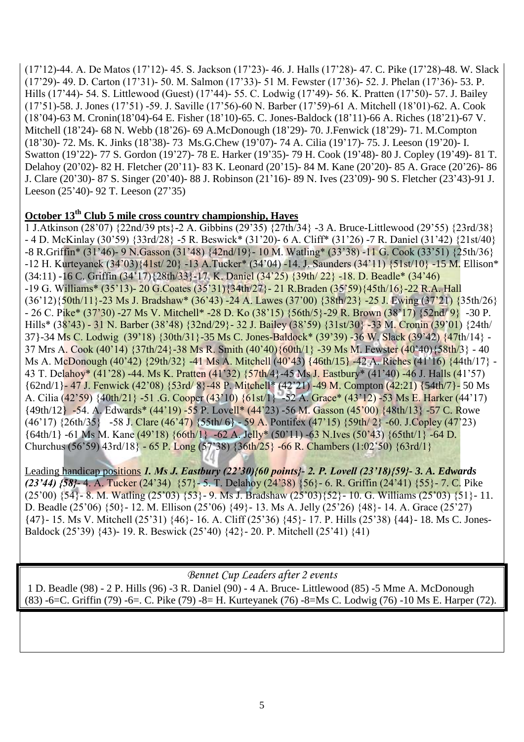(17'12)-44. A. De Matos (17'12)- 45. S. Jackson (17'23)- 46. J. Halls (17'28)- 47. C. Pike (17'28)-48. W. Slack (17'29)- 49. D. Carton (17'31)- 50. M. Salmon (17'33)- 51 M. Fewster (17'36)- 52. J. Phelan (17'36)- 53. P. Hills (17'44)- 54. S. Littlewood (Guest) (17'44)- 55. C. Lodwig (17'49)- 56. K. Pratten (17'50)- 57. J. Bailey (17'51)-58. J. Jones (17'51) -59. J. Saville (17'56)-60 N. Barber (17'59)-61 A. Mitchell (18'01)-62. A. Cook (18'04)-63 M. Cronin(18'04)-64 E. Fisher (18'10)-65. C. Jones-Baldock (18'11)-66 A. Riches (18'21)-67 V. Mitchell (18'24)- 68 N. Webb (18'26)- 69 A.McDonough (18'29)- 70. J.Fenwick (18'29)- 71. M.Compton (18'30)- 72. Ms. K. Jinks (18'38)- 73 Ms.G.Chew (19'07)- 74 A. Cilia (19'17)- 75. J. Leeson (19'20)- I. Swatton (19'22)- 77 S. Gordon (19'27)- 78 E. Harker (19'35)- 79 H. Cook (19'48)- 80 J. Copley (19'49)- 81 T. Delahoy (20'02)- 82 H. Fletcher (20'11)- 83 K. Leonard (20'15)- 84 M. Kane (20'20)- 85 A. Grace (20'26)- 86 J. Clare (20'30)- 87 S. Singer (20'40)- 88 J. Robinson (21'16)- 89 N. Ives (23'09)- 90 S. Fletcher (23'43)-91 J. Leeson (25'40)- 92 T. Leeson (27'35)

**October 13th Club 5 mile cross country championship, Hayes**

1 J.Atkinson (28'07) {22nd/39 pts}-2 A. Gibbins (29'35) {27th/34} -3 A. Bruce-Littlewood (29'55) {23rd/38} - 4 D. McKinlay (30'59) {33rd/28} -5 R. Beswick* (31'20)- 6 A. Cliff* (31'26) -7 R. Daniel (31'42) {21st/40} -8 R.Griffin* (31'46)- 9 N.Gasson (31'48) {42nd/19}- 10 M. Watling* (33'38) -11 G. Cook (33'51) {25th/36} -12 H. Kurteyanek (34'03){41st/ 20} -13 A.Tucker* (34'04) -14. J. Saunders (34'11) {51st/10} -15 M. Ellison* (34:11) -16 C. Griffin (34'17){28th/33}-17. K. Daniel (34'25) {39th/ 22} -18. D. Beadle* (34'46) -19 G. Williams* (35'13)- 20 G.Coates (35'31){34th/27}- 21 R.Braden (35'59){45th/16}-22 R.A. Hall (36'12){50th/11}-23 Ms J. Bradshaw* (36'43) -24 A. Lawes (37'00) {38th/23} -25 J. Ewing (37'21) {35th/26} - 26 C. Pike* (37'30) -27 Ms V. Mitchell* -28 D. Ko (38'15) {56th/5}-29 R. Brown (38'17) {52nd/ 9} -30 P. Hills* (38'43) - 31 N. Barber (38'48) {32nd/29}- 32 J. Bailey (38'59) {31st/30} -33 M. Cronin (39'01) {24th/ 37}-34 Ms C. Lodwig (39'18) {30th/31}-35 Ms C. Jones-Baldock* (39'39) -36 W. Slack (39'42) {47th/14} - 37 Mrs A. Cook (40'14) {37th/24}-38 Ms R. Smith (40'40){60th/1} -39 Ms M. Fewster (40'40){58th/3} - 40 Ms A. McDonough (40'42) {29th/32} -41 Ms A. Mitchell (40'43) {46th/15} -42 A. Riches (41'16) {44th/17} - 43 T. Delahoy* (41'28) -44. Ms K. Pratten (41'32) {57th/4}-45 Ms J. Eastbury* (41'40) -46 J. Halls (41'57) {62nd/1}- 47 J. Fenwick (42'08) {53rd/ 8}-48 P. Mitchell* (42'21) -49 M. Compton (42:21) {54th/7}- 50 Ms A. Cilia (42'59) {40th/21} -51 .G. Cooper (43'10) {61st/1} -52 A. Grace* (43'12) -53 Ms E. Harker (44'17) {49th/12} -54. A. Edwards* (44'19) -55 P. Lovell* (44'23) -56 M. Gasson (45'00) {48th/13} -57 C. Rowe (46'17) {26th/35} -58 J. Clare (46'47) {55th/ 6} - 59 A. Pontifex (47'15) {59th/ 2} -60. J.Copley (47'23) {64th/1} -61 Ms M. Kane (49'18) {66th/1} -62 A. Jelly* (50'11) -63 N.Ives (50'43) {65tht/1} -64 D. Churchus (56'59) 43rd/18} - 65 P. Long (57'38) {36th/25} -66 R. Chambers (1:02'50) {63rd/1}

Leading handicap positions ***1. Ms J. Eastbury (22'30){60 points}- 2. P. Lovell (23'18){59}- 3. A. Edwards (23'44) {58}-*** 4. A. Tucker (24'34) {57}- 5. T. Delahoy (24'38) {56}- 6. R. Griffin (24'41) {55}- 7. C. Pike (25'00) {54}- 8. M. Watling (25'03) {53}- 9. Ms J. Bradshaw (25'03){52}- 10. G. Williams (25'03) {51}- 11. D. Beadle (25'06) {50}- 12. M. Ellison (25'06) {49}- 13. Ms A. Jelly (25'26) {48}- 14. A. Grace (25'27) {47}- 15. Ms V. Mitchell (25'31) {46}- 16. A. Cliff (25'36) {45}- 17. P. Hills (25'38) {44}- 18. Ms C. Jones-Baldock (25'39) {43)- 19. R. Beswick (25'40) {42}- 20. P. Mitchell (25'41) {41}

*Bennet Cup Leaders after 2 events*

1 D. Beadle (98) - 2 P. Hills (96) -3 R. Daniel (90) - 4 A. Bruce- Littlewood (85) -5 Mme A. McDonough (83) -6=C. Griffin (79) -6=. C. Pike (79) -8= H. Kurteyanek (76) -8=Ms C. Lodwig (76) -10 Ms E. Harper (72).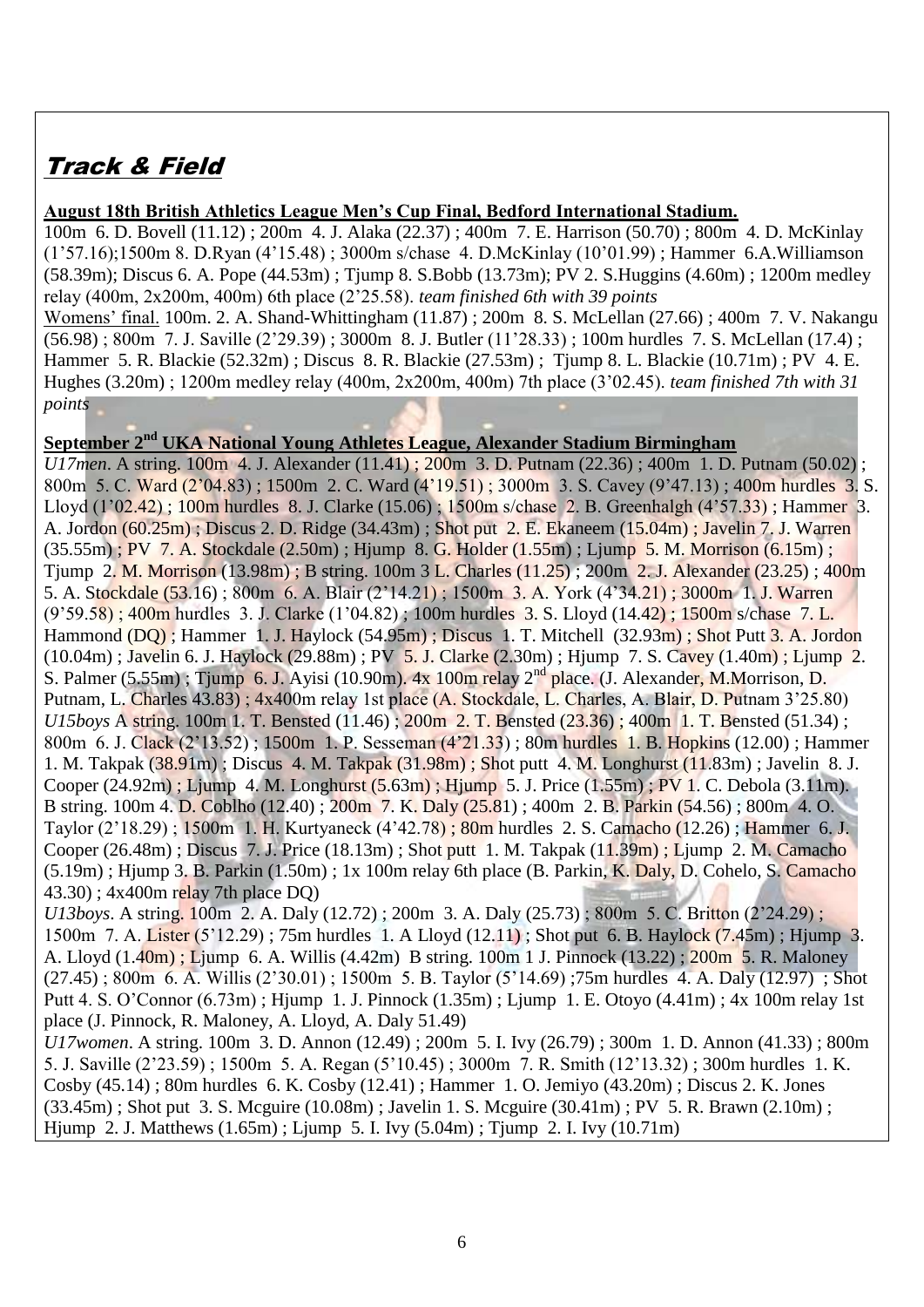# Track & Field

**August 18th British Athletics League Men's Cup Final, Bedford International Stadium.**

100m 6. D. Bovell (11.12) ; 200m 4. J. Alaka (22.37) ; 400m 7. E. Harrison (50.70) ; 800m 4. D. McKinlay (1'57.16);1500m 8. D.Ryan (4'15.48) ; 3000m s/chase 4. D.McKinlay (10'01.99) ; Hammer 6.A.Williamson (58.39m); Discus 6. A. Pope (44.53m) ; Tjump 8. S.Bobb (13.73m); PV 2. S.Huggins (4.60m) ; 1200m medley relay (400m, 2x200m, 400m) 6th place (2'25.58). *team finished 6th with 39 points*

Womens' final. 100m. 2. A. Shand-Whittingham (11.87) ; 200m 8. S. McLellan (27.66) ; 400m 7. V. Nakangu (56.98) ; 800m 7. J. Saville (2'29.39) ; 3000m 8. J. Butler (11'28.33) ; 100m hurdles 7. S. McLellan (17.4) ; Hammer 5. R. Blackie (52.32m) ; Discus 8. R. Blackie (27.53m) ; Tjump 8. L. Blackie (10.71m) ; PV 4. E. Hughes (3.20m) ; 1200m medley relay (400m, 2x200m, 400m) 7th place (3'02.45). *team finished 7th with 31 points*

**September 2nd UKA National Young Athletes League, Alexander Stadium Birmingham**

*U17men*. A string. 100m 4. J. Alexander (11.41) ; 200m 3. D. Putnam (22.36) ; 400m 1. D. Putnam (50.02) ; 800m 5. C. Ward (2'04.83) ; 1500m 2. C. Ward (4'19.51) ; 3000m 3. S. Cavey (9'47.13) ; 400m hurdles 3. S. Lloyd (1'02.42) ; 100m hurdles 8. J. Clarke (15.06) ; 1500m s/chase 2. B. Greenhalgh (4'57.33) ; Hammer 3. A. Jordon (60.25m) ; Discus 2. D. Ridge (34.43m) ; Shot put 2. E. Ekaneem (15.04m) ; Javelin 7. J. Warren (35.55m) ; PV 7. A. Stockdale (2.50m) ; Hjump 8. G. Holder (1.55m) ; Ljump 5. M. Morrison (6.15m) ; Tjump 2. M. Morrison (13.98m) ; B string. 100m 3 L. Charles (11.25) ; 200m 2. J. Alexander (23.25) ; 400m 5. A. Stockdale (53.16) ; 800m 6. A. Blair (2'14.21) ; 1500m 3. A. York (4'34.21) ; 3000m 1. J. Warren (9'59.58) ; 400m hurdles 3. J. Clarke (1'04.82) ; 100m hurdles 3. S. Lloyd (14.42) ; 1500m s/chase 7. L. Hammond (DQ) ; Hammer 1. J. Haylock (54.95m) ; Discus 1. T. Mitchell (32.93m) ; Shot Putt 3. A. Jordon (10.04m) ; Javelin 6. J. Haylock (29.88m) ; PV 5. J. Clarke (2.30m) ; Hjump 7. S. Cavey (1.40m) ; Ljump 2. S. Palmer (5.55m) ; Tjump 6. J. Ayisi (10.90m). 4x 100m relay 2nd place. (J. Alexander, M.Morrison, D. Putnam, L. Charles 43.83) ; 4x400m relay 1st place (A. Stockdale, L. Charles, A. Blair, D. Putnam 3'25.80)

*U15boys* A string. 100m 1. T. Bensted (11.46) ; 200m 2. T. Bensted (23.36) ; 400m 1. T. Bensted (51.34) ; 800m 6. J. Clack (2'13.52) ; 1500m 1. P. Sesseman (4'21.33) ; 80m hurdles 1. B. Hopkins (12.00) ; Hammer 1. M. Takpak (38.91m) ; Discus 4. M. Takpak (31.98m) ; Shot putt 4. M. Longhurst (11.83m) ; Javelin 8. J. Cooper (24.92m) ; Ljump 4. M. Longhurst (5.63m) ; Hjump 5. J. Price (1.55m) ; PV 1. C. Debola (3.11m). B string. 100m 4. D. Coblho (12.40) ; 200m 7. K. Daly (25.81) ; 400m 2. B. Parkin (54.56) ; 800m 4. O. Taylor (2'18.29) ; 1500m 1. H. Kurtyaneck (4'42.78) ; 80m hurdles 2. S. Camacho (12.26) ; Hammer 6. J. Cooper (26.48m) ; Discus 7. J. Price (18.13m) ; Shot putt 1. M. Takpak (11.39m) ; Ljump 2. M. Camacho (5.19m) ; Hjump 3. B. Parkin (1.50m) ; 1x 100m relay 6th place (B. Parkin, K. Daly, D. Cohelo, S. Camacho 43.30) ; 4x400m relay 7th place DQ)

*U13boys*. A string. 100m 2. A. Daly (12.72) ; 200m 3. A. Daly (25.73) ; 800m 5. C. Britton (2'24.29) ; 1500m 7. A. Lister (5'12.29) ; 75m hurdles 1. A Lloyd (12.11) ; Shot put 6. B. Haylock (7.45m) ; Hjump 3. A. Lloyd (1.40m) ; Ljump 6. A. Willis (4.42m) B string. 100m 1 J. Pinnock (13.22) ; 200m 5. R. Maloney (27.45) ; 800m 6. A. Willis (2'30.01) ; 1500m 5. B. Taylor (5'14.69) ;75m hurdles 4. A. Daly (12.97) ; Shot Putt 4. S. O'Connor (6.73m) ; Hjump 1. J. Pinnock (1.35m) ; Ljump 1. E. Otoyo (4.41m) ; 4x 100m relay 1st place (J. Pinnock, R. Maloney, A. Lloyd, A. Daly 51.49)

*U17women*. A string. 100m 3. D. Annon (12.49) ; 200m 5. I. Ivy (26.79) ; 300m 1. D. Annon (41.33) ; 800m 5. J. Saville (2'23.59) ; 1500m 5. A. Regan (5'10.45) ; 3000m 7. R. Smith (12'13.32) ; 300m hurdles 1. K. Cosby (45.14) ; 80m hurdles 6. K. Cosby (12.41) ; Hammer 1. O. Jemiyo (43.20m) ; Discus 2. K. Jones (33.45m) ; Shot put 3. S. Mcguire (10.08m) ; Javelin 1. S. Mcguire (30.41m) ; PV 5. R. Brawn (2.10m) ; Hjump 2. J. Matthews (1.65m) ; Ljump 5. I. Ivy (5.04m) ; Tjump 2. I. Ivy (10.71m)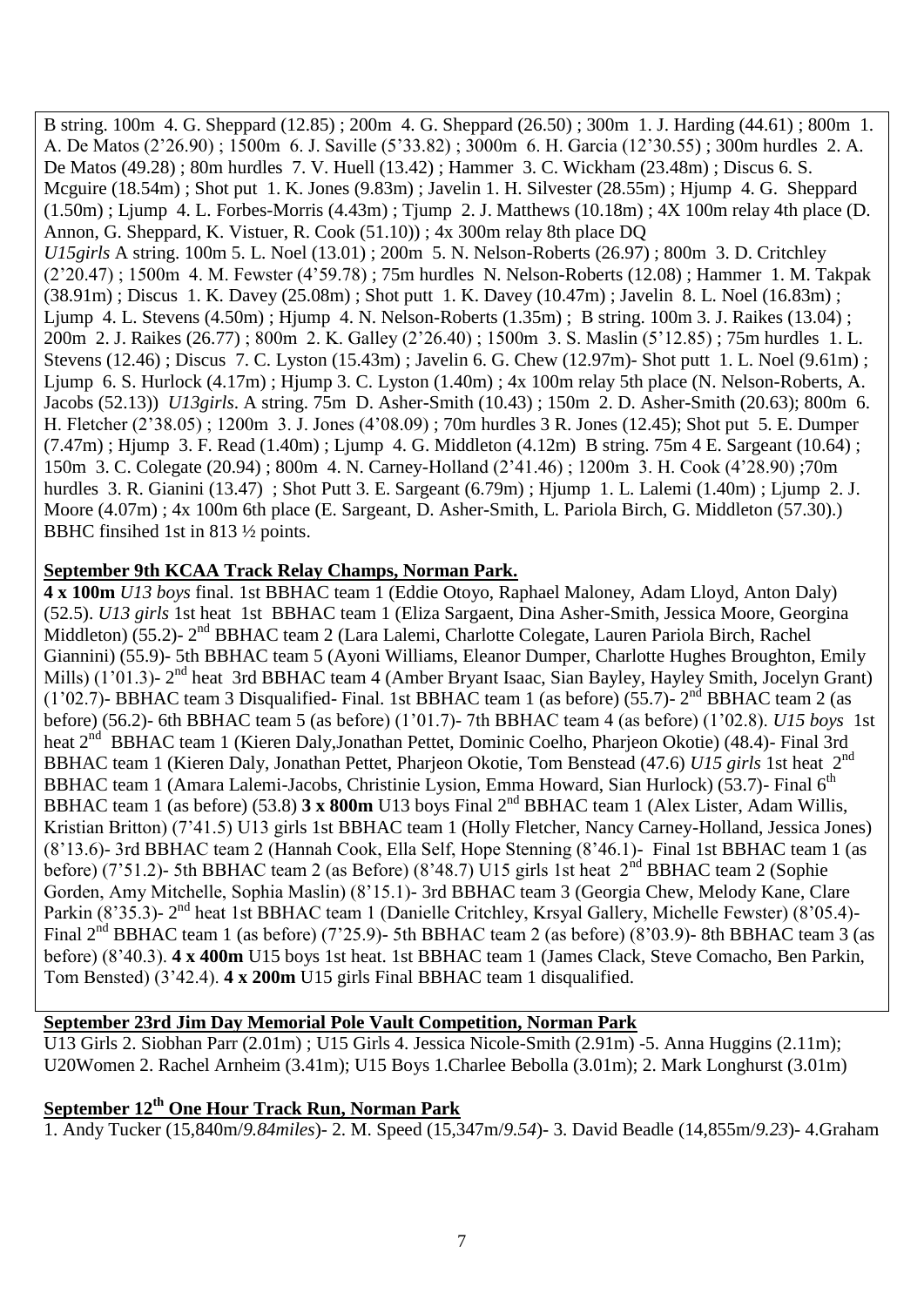B string. 100m 4. G. Sheppard (12.85) ; 200m 4. G. Sheppard (26.50) ; 300m 1. J. Harding (44.61) ; 800m 1. A. De Matos (2'26.90) ; 1500m 6. J. Saville (5'33.82) ; 3000m 6. H. Garcia (12'30.55) ; 300m hurdles 2. A. De Matos (49.28) ; 80m hurdles 7. V. Huell (13.42) ; Hammer 3. C. Wickham (23.48m) ; Discus 6. S. Mcguire (18.54m) ; Shot put 1. K. Jones (9.83m) ; Javelin 1. H. Silvester (28.55m) ; Hjump 4. G. Sheppard (1.50m) ; Ljump 4. L. Forbes-Morris (4.43m) ; Tjump 2. J. Matthews (10.18m) ; 4X 100m relay 4th place (D. Annon, G. Sheppard, K. Vistuer, R. Cook (51.10)) ; 4x 300m relay 8th place DQ

*U15girls* A string. 100m 5. L. Noel (13.01) ; 200m 5. N. Nelson-Roberts (26.97) ; 800m 3. D. Critchley (2'20.47) ; 1500m 4. M. Fewster (4'59.78) ; 75m hurdles N. Nelson-Roberts (12.08) ; Hammer 1. M. Takpak (38.91m) ; Discus 1. K. Davey (25.08m) ; Shot putt 1. K. Davey (10.47m) ; Javelin 8. L. Noel (16.83m) ; Ljump 4. L. Stevens (4.50m) ; Hjump 4. N. Nelson-Roberts (1.35m) ; B string. 100m 3. J. Raikes (13.04) ; 200m 2. J. Raikes (26.77) ; 800m 2. K. Galley (2'26.40) ; 1500m 3. S. Maslin (5'12.85) ; 75m hurdles 1. L. Stevens (12.46) ; Discus 7. C. Lyston (15.43m) ; Javelin 6. G. Chew (12.97m)- Shot putt 1. L. Noel (9.61m) ; Ljump 6. S. Hurlock (4.17m) ; Hjump 3. C. Lyston (1.40m) ; 4x 100m relay 5th place (N. Nelson-Roberts, A. Jacobs (52.13)) *U13girls*. A string. 75m D. Asher-Smith (10.43) ; 150m 2. D. Asher-Smith (20.63); 800m 6. H. Fletcher (2'38.05) ; 1200m 3. J. Jones (4'08.09) ; 70m hurdles 3 R. Jones (12.45); Shot put 5. E. Dumper (7.47m) ; Hjump 3. F. Read (1.40m) ; Ljump 4. G. Middleton (4.12m) B string. 75m 4 E. Sargeant (10.64) ; 150m 3. C. Colegate (20.94) ; 800m 4. N. Carney-Holland (2'41.46) ; 1200m 3. H. Cook (4'28.90) ;70m hurdles 3. R. Gianini (13.47) ; Shot Putt 3. E. Sargeant (6.79m) ; Hjump 1. L. Lalemi (1.40m) ; Ljump 2. J. Moore (4.07m) ; 4x 100m 6th place (E. Sargeant, D. Asher-Smith, L. Pariola Birch, G. Middleton (57.30).) BBHC finsihed 1st in 813 ½ points.

**September 9th KCAA Track Relay Champs, Norman Park.**

**4 x 100m** *U13 boys* final. 1st BBHAC team 1 (Eddie Otoyo, Raphael Maloney, Adam Lloyd, Anton Daly) (52.5). *U13 girls* 1st heat 1st BBHAC team 1 (Eliza Sargaent, Dina Asher-Smith, Jessica Moore, Georgina Middleton) (55.2)- 2nd BBHAC team 2 (Lara Lalemi, Charlotte Colegate, Lauren Pariola Birch, Rachel Giannini) (55.9)- 5th BBHAC team 5 (Ayoni Williams, Eleanor Dumper, Charlotte Hughes Broughton, Emily Mills) (1'01.3)- 2nd heat 3rd BBHAC team 4 (Amber Bryant Isaac, Sian Bayley, Hayley Smith, Jocelyn Grant) (1'02.7)- BBHAC team 3 Disqualified- Final. 1st BBHAC team 1 (as before) (55.7)- 2nd BBHAC team 2 (as before) (56.2)- 6th BBHAC team 5 (as before) (1'01.7)- 7th BBHAC team 4 (as before) (1'02.8). *U15 boys* 1st heat 2nd BBHAC team 1 (Kieren Daly,Jonathan Pettet, Dominic Coelho, Pharjeon Okotie) (48.4)- Final 3rd BBHAC team 1 (Kieren Daly, Jonathan Pettet, Pharjeon Okotie, Tom Benstead (47.6) *U15 girls* 1st heat 2nd BBHAC team 1 (Amara Lalemi-Jacobs, Christinie Lysion, Emma Howard, Sian Hurlock) (53.7)- Final 6th BBHAC team 1 (as before) (53.8) **3 x 800m** U13 boys Final 2nd BBHAC team 1 (Alex Lister, Adam Willis, Kristian Britton) (7'41.5) U13 girls 1st BBHAC team 1 (Holly Fletcher, Nancy Carney-Holland, Jessica Jones) (8'13.6)- 3rd BBHAC team 2 (Hannah Cook, Ella Self, Hope Stenning (8'46.1)- Final 1st BBHAC team 1 (as before) (7'51.2)- 5th BBHAC team 2 (as Before) (8'48.7) U15 girls 1st heat 2nd BBHAC team 2 (Sophie Gorden, Amy Mitchelle, Sophia Maslin) (8'15.1)- 3rd BBHAC team 3 (Georgia Chew, Melody Kane, Clare Parkin (8'35.3)- 2nd heat 1st BBHAC team 1 (Danielle Critchley, Krsyal Gallery, Michelle Fewster) (8'05.4)- Final 2nd BBHAC team 1 (as before) (7'25.9)- 5th BBHAC team 2 (as before) (8'03.9)- 8th BBHAC team 3 (as before) (8'40.3). **4 x 400m** U15 boys 1st heat. 1st BBHAC team 1 (James Clack, Steve Comacho, Ben Parkin, Tom Bensted) (3'42.4). **4 x 200m** U15 girls Final BBHAC team 1 disqualified.

**September 23rd Jim Day Memorial Pole Vault Competition, Norman Park**

U13 Girls 2. Siobhan Parr (2.01m) ; U15 Girls 4. Jessica Nicole-Smith (2.91m) -5. Anna Huggins (2.11m); U20Women 2. Rachel Arnheim (3.41m); U15 Boys 1.Charlee Bebolla (3.01m); 2. Mark Longhurst (3.01m)

**September 12th One Hour Track Run, Norman Park**

1. Andy Tucker (15,840m/*9.84miles*)- 2. M. Speed (15,347m/*9.54*)- 3. David Beadle (14,855m/*9.23*)- 4.Graham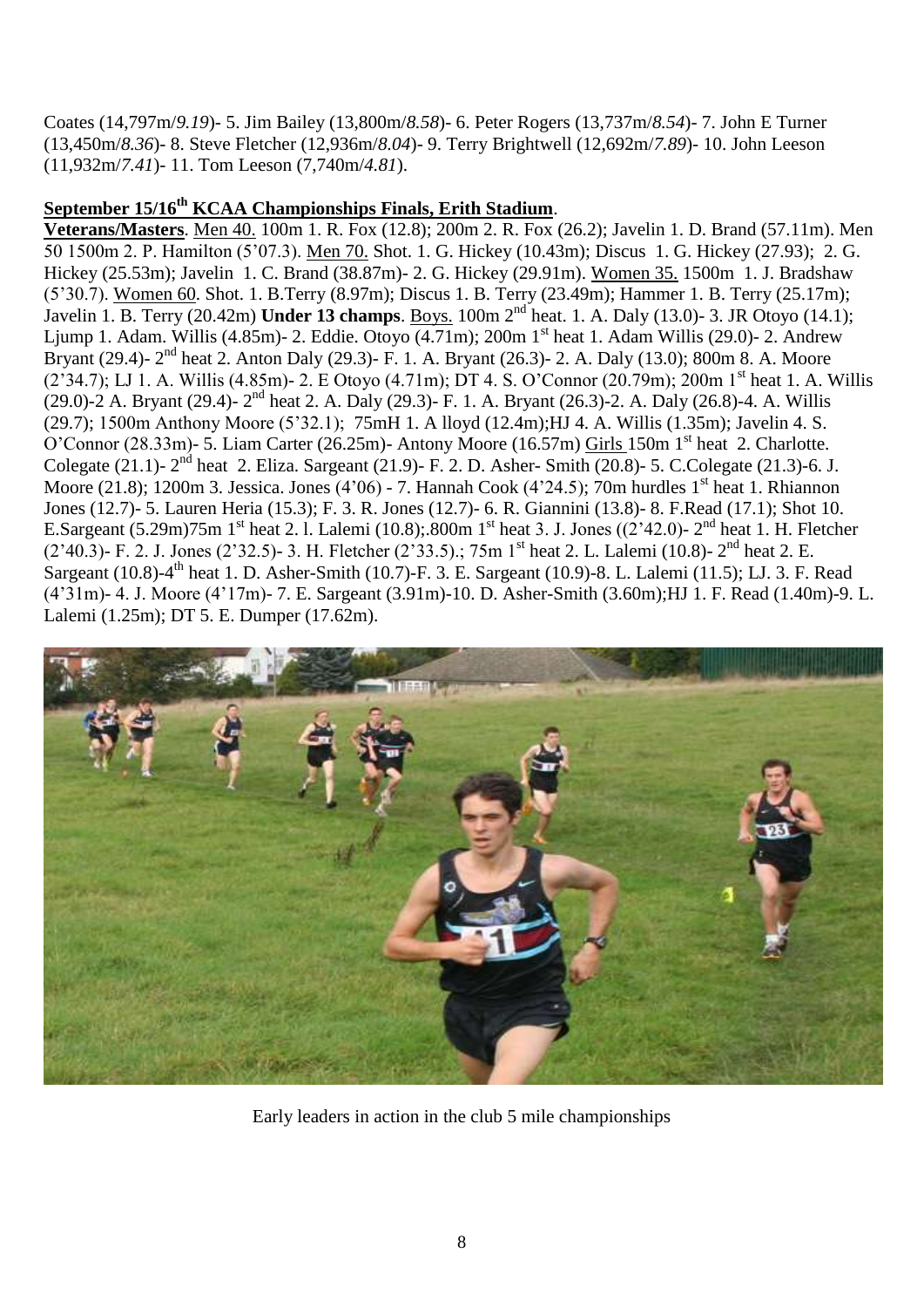Coates (14,797m/*9.19*)- 5. Jim Bailey (13,800m/*8.58*)- 6. Peter Rogers (13,737m/*8.54*)- 7. John E Turner (13,450m/*8.36*)- 8. Steve Fletcher (12,936m/*8.04*)- 9. Terry Brightwell (12,692m/*7.89*)- 10. John Leeson (11,932m/*7.41*)- 11. Tom Leeson (7,740m/*4.81*).

**September 15/16th KCAA Championships Finals, Erith Stadium**.

**Veterans/Masters**. Men 40. 100m 1. R. Fox (12.8); 200m 2. R. Fox (26.2); Javelin 1. D. Brand (57.11m). Men 50 1500m 2. P. Hamilton (5'07.3). Men 70. Shot. 1. G. Hickey (10.43m); Discus 1. G. Hickey (27.93); 2. G. Hickey (25.53m); Javelin 1. C. Brand (38.87m)- 2. G. Hickey (29.91m). Women 35. 1500m 1. J. Bradshaw (5'30.7). Women 60. Shot. 1. B.Terry (8.97m); Discus 1. B. Terry (23.49m); Hammer 1. B. Terry (25.17m); Javelin 1. B. Terry (20.42m) **Under 13 champs**. Boys. 100m 2nd heat. 1. A. Daly (13.0)- 3. JR Otoyo (14.1); Ljump 1. Adam. Willis (4.85m)- 2. Eddie. Otoyo (4.71m); 200m 1st heat 1. Adam Willis (29.0)- 2. Andrew Bryant (29.4)- 2nd heat 2. Anton Daly (29.3)- F. 1. A. Bryant (26.3)- 2. A. Daly (13.0); 800m 8. A. Moore (2'34.7); LJ 1. A. Willis (4.85m)- 2. E Otoyo (4.71m); DT 4. S. O'Connor (20.79m); 200m 1st heat 1. A. Willis (29.0)-2 A. Bryant (29.4)- 2nd heat 2. A. Daly (29.3)- F. 1. A. Bryant (26.3)-2. A. Daly (26.8)-4. A. Willis (29.7); 1500m Anthony Moore (5'32.1); 75mH 1. A lloyd (12.4m);HJ 4. A. Willis (1.35m); Javelin 4. S. O'Connor (28.33m)- 5. Liam Carter (26.25m)- Antony Moore (16.57m) Girls 150m 1st heat 2. Charlotte. Colegate (21.1)- 2nd heat 2. Eliza. Sargeant (21.9)- F. 2. D. Asher- Smith (20.8)- 5. C.Colegate (21.3)-6. J. Moore (21.8); 1200m 3. Jessica. Jones (4'06) - 7. Hannah Cook (4'24.5); 70m hurdles 1st heat 1. Rhiannon Jones (12.7)- 5. Lauren Heria (15.3); F. 3. R. Jones (12.7)- 6. R. Giannini (13.8)- 8. F.Read (17.1); Shot 10. E.Sargeant (5.29m)75m 1st heat 2. l. Lalemi (10.8);.800m 1st heat 3. J. Jones ((2'42.0)- 2nd heat 1. H. Fletcher (2'40.3)- F. 2. J. Jones (2'32.5)- 3. H. Fletcher (2'33.5).; 75m 1st heat 2. L. Lalemi (10.8)- 2nd heat 2. E. Sargeant (10.8)-4th heat 1. D. Asher-Smith (10.7)-F. 3. E. Sargeant (10.9)-8. L. Lalemi (11.5); LJ. 3. F. Read (4'31m)- 4. J. Moore (4'17m)- 7. E. Sargeant (3.91m)-10. D. Asher-Smith (3.60m);HJ 1. F. Read (1.40m)-9. L. Lalemi (1.25m); DT 5. E. Dumper (17.62m).

Early leaders in action in the club 5 mile championships